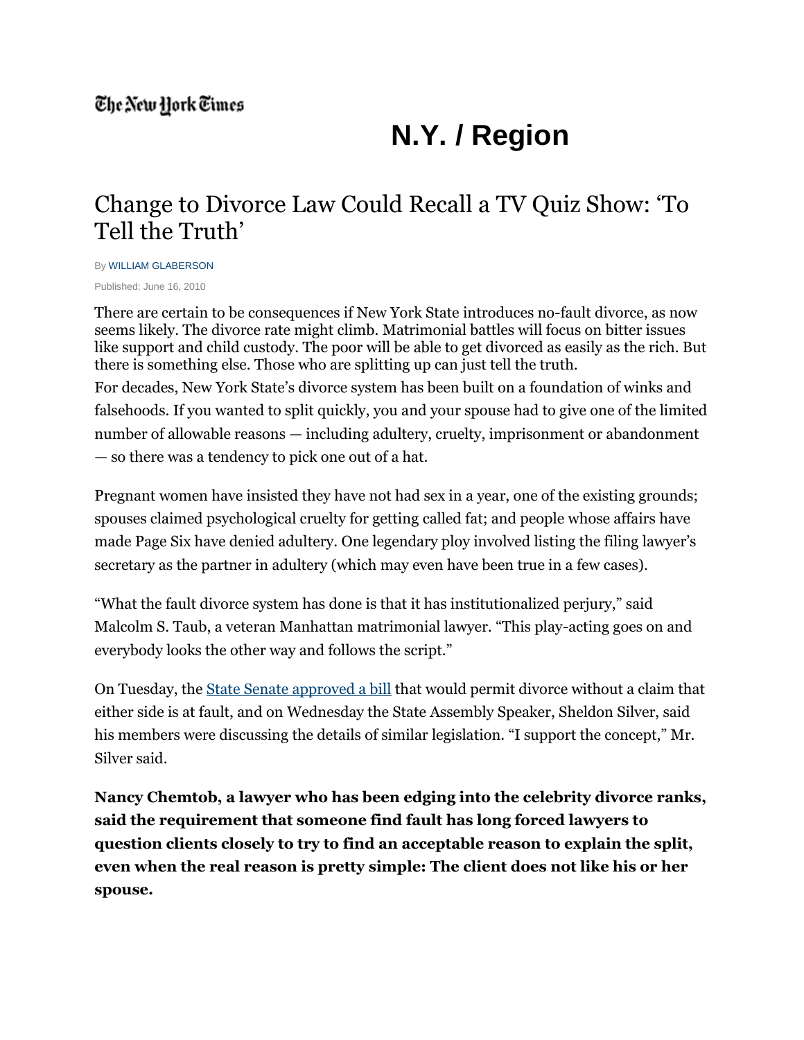The New York Times

# N.Y. / Region

## Change to Divorce Law Could Recall a TV Quiz Show: 'To Tell the Truth'

By WILLIAM GLABERSON

Published: June 16, 2010

There are certain to be consequences if New York State introduces no-fault divorce, as now seems likely. The divorce rate might climb. Matrimonial battles will focus on bitter issues like support and child custody. The poor will be able to get divorced as easily as the rich. But there is something else. Those who are splitting up can just tell the truth.

For decades, New York State's divorce system has been built on a foundation of winks and falsehoods. If you wanted to split quickly, you and your spouse had to give one of the limited number of allowable reasons — including adultery, cruelty, imprisonment or abandonment — so there was a tendency to pick one out of a hat.

Pregnant women have insisted they have not had sex in a year, one of the existing grounds; spouses claimed psychological cruelty for getting called fat; and people whose affairs have made Page Six have denied adultery. One legendary ploy involved listing the filing lawyer's secretary as the partner in adultery (which may even have been true in a few cases).

"What the fault divorce system has done is that it has institutionalized perjury," said Malcolm S. Taub, a veteran Manhattan matrimonial lawyer. "This play-acting goes on and everybody looks the other way and follows the script."

On Tuesday, the State Senate approved a bill that would permit divorce without a claim that either side is at fault, and on Wednesday the State Assembly Speaker, Sheldon Silver, said his members were discussing the details of similar legislation. "I support the concept," Mr. Silver said.

**Nancy Chemtob, a lawyer who has been edging into the celebrity divorce ranks, said the requirement that someone find fault has long forced lawyers to question clients closely to try to find an acceptable reason to explain the split, even when the real reason is pretty simple: The client does not like his or her spouse.**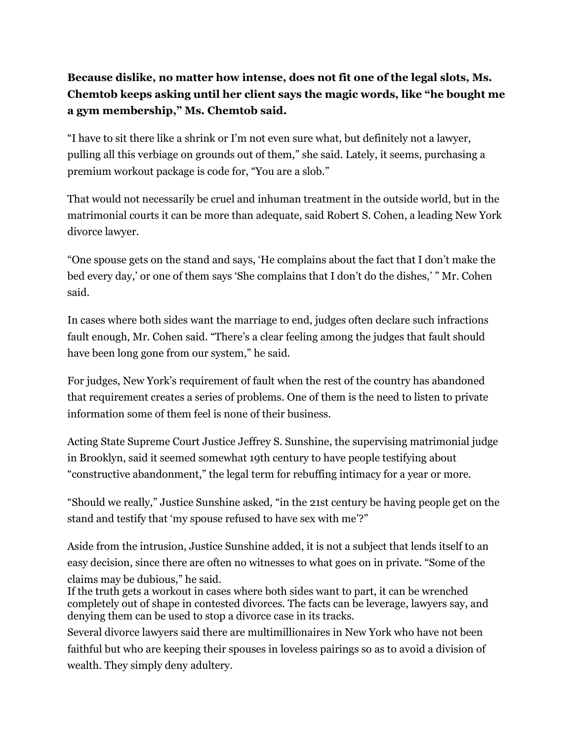**Because dislike, no matter how intense, does not fit one of the legal slots, Ms. Chemtob keeps asking until her client says the magic words, like "he bought me a gym membership," Ms. Chemtob said.**

"I have to sit there like a shrink or I'm not even sure what, but definitely not a lawyer, pulling all this verbiage on grounds out of them," she said. Lately, it seems, purchasing a premium workout package is code for, "You are a slob."

That would not necessarily be cruel and inhuman treatment in the outside world, but in the matrimonial courts it can be more than adequate, said Robert S. Cohen, a leading New York divorce lawyer.

"One spouse gets on the stand and says, 'He complains about the fact that I don't make the bed every day,' or one of them says 'She complains that I don't do the dishes,' " Mr. Cohen said.

In cases where both sides want the marriage to end, judges often declare such infractions fault enough, Mr. Cohen said. "There's a clear feeling among the judges that fault should have been long gone from our system," he said.

For judges, New York's requirement of fault when the rest of the country has abandoned that requirement creates a series of problems. One of them is the need to listen to private information some of them feel is none of their business.

Acting State Supreme Court Justice Jeffrey S. Sunshine, the supervising matrimonial judge in Brooklyn, said it seemed somewhat 19th century to have people testifying about "constructive abandonment," the legal term for rebuffing intimacy for a year or more.

"Should we really," Justice Sunshine asked, "in the 21st century be having people get on the stand and testify that 'my spouse refused to have sex with me'?"

Aside from the intrusion, Justice Sunshine added, it is not a subject that lends itself to an easy decision, since there are often no witnesses to what goes on in private. "Some of the claims may be dubious," he said.

If the truth gets a workout in cases where both sides want to part, it can be wrenched completely out of shape in contested divorces. The facts can be leverage, lawyers say, and denying them can be used to stop a divorce case in its tracks.

Several divorce lawyers said there are multimillionaires in New York who have not been faithful but who are keeping their spouses in loveless pairings so as to avoid a division of wealth. They simply deny adultery.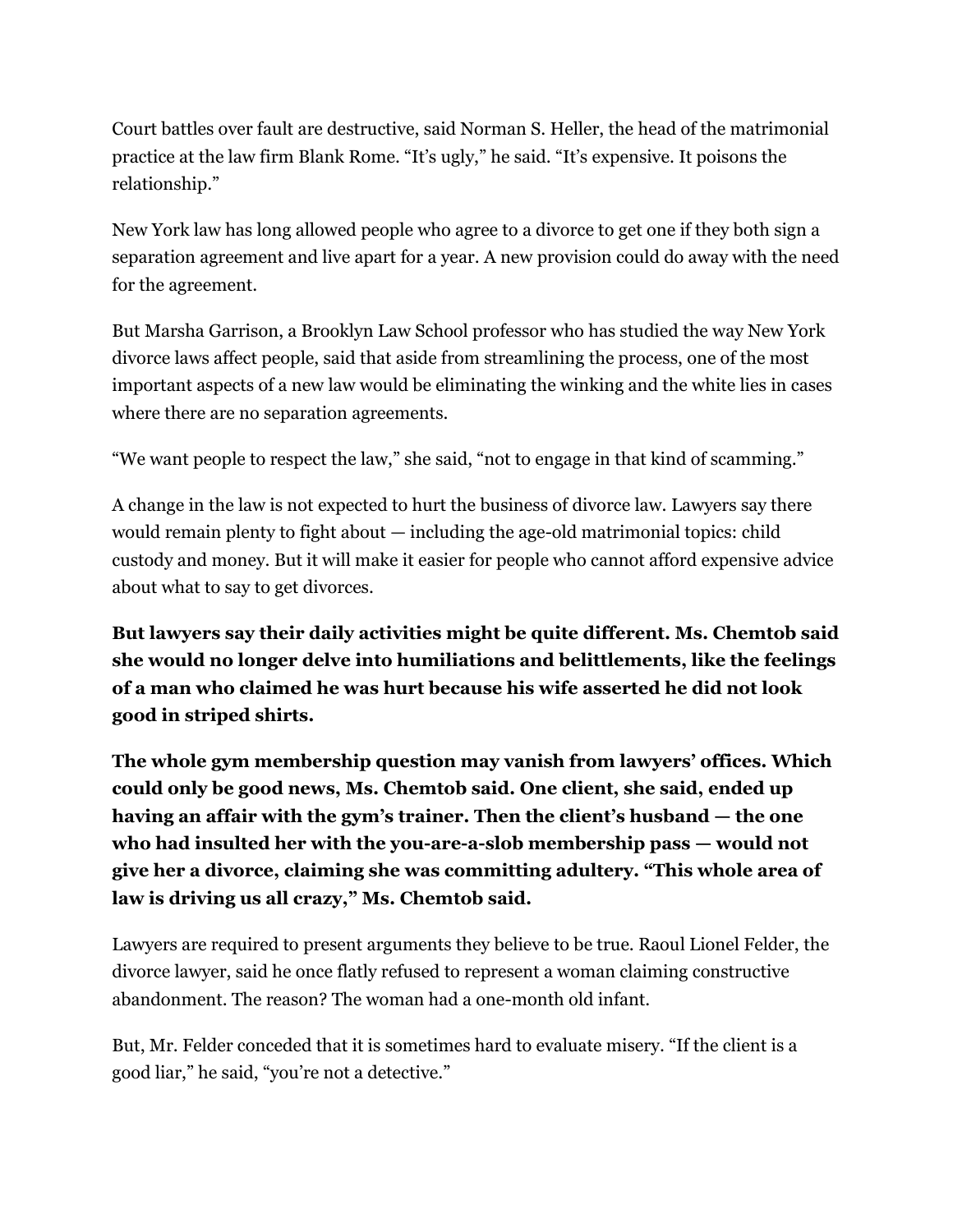Court battles over fault are destructive, said Norman S. Heller, the head of the matrimonial practice at the law firm Blank Rome. "It's ugly," he said. "It's expensive. It poisons the relationship."

New York law has long allowed people who agree to a divorce to get one if they both sign a separation agreement and live apart for a year. A new provision could do away with the need for the agreement.

But Marsha Garrison, a Brooklyn Law School professor who has studied the way New York divorce laws affect people, said that aside from streamlining the process, one of the most important aspects of a new law would be eliminating the winking and the white lies in cases where there are no separation agreements.

"We want people to respect the law," she said, "not to engage in that kind of scamming."

A change in the law is not expected to hurt the business of divorce law. Lawyers say there would remain plenty to fight about — including the age-old matrimonial topics: child custody and money. But it will make it easier for people who cannot afford expensive advice about what to say to get divorces.

**But lawyers say their daily activities might be quite different. Ms. Chemtob said she would no longer delve into humiliations and belittlements, like the feelings of a man who claimed he was hurt because his wife asserted he did not look good in striped shirts.**

**The whole gym membership question may vanish from lawyers' offices. Which could only be good news, Ms. Chemtob said. One client, she said, ended up having an affair with the gym's trainer. Then the client's husband — the one who had insulted her with the you-are-a-slob membership pass — would not give her a divorce, claiming she was committing adultery. "This whole area of law is driving us all crazy," Ms. Chemtob said.**

Lawyers are required to present arguments they believe to be true. Raoul Lionel Felder, the divorce lawyer, said he once flatly refused to represent a woman claiming constructive abandonment. The reason? The woman had a one-month old infant.

But, Mr. Felder conceded that it is sometimes hard to evaluate misery. "If the client is a good liar," he said, "you're not a detective."